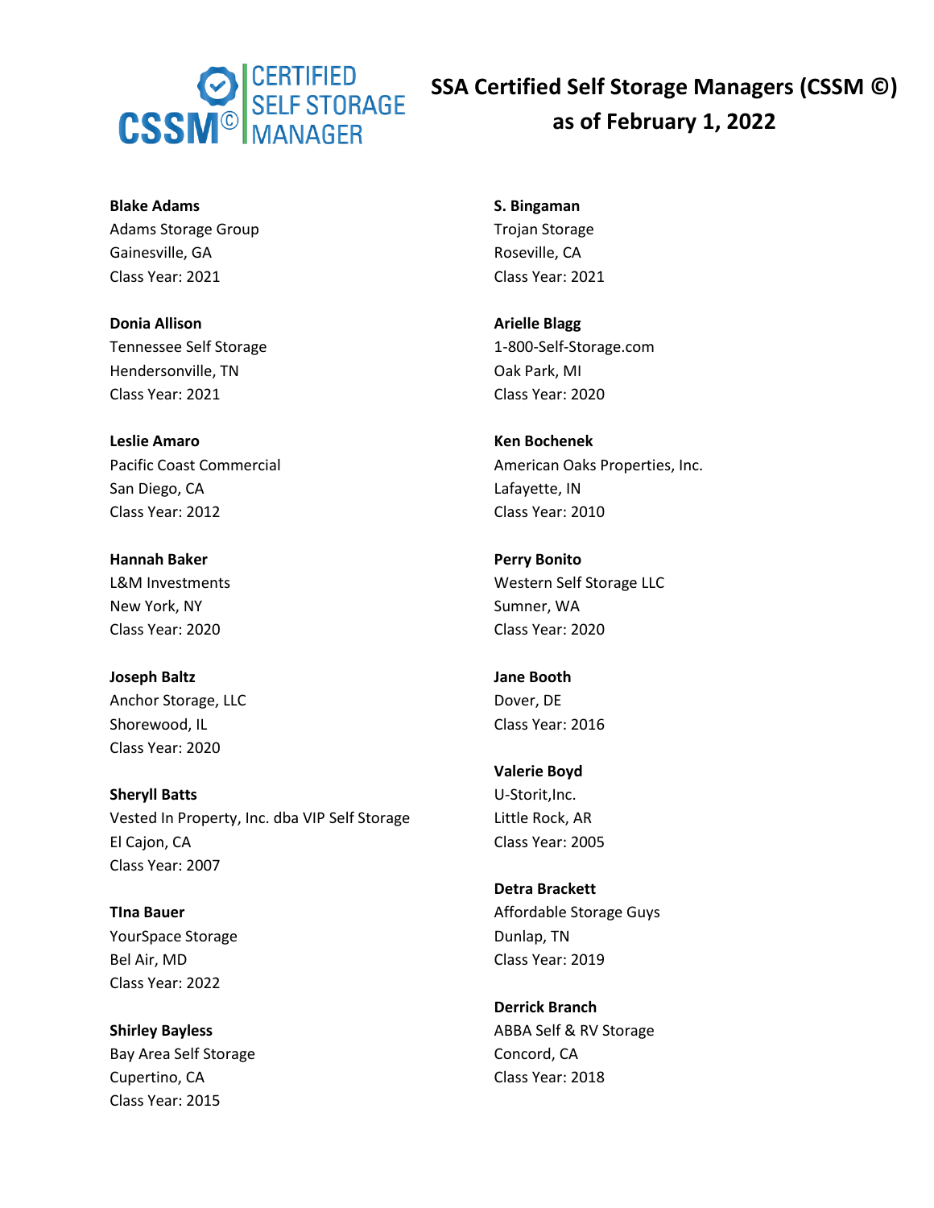# SSA Certified Self Storage Managers (CSSM ©) as of February 1, 2022

**Blake Adams**
Adams Storage Group
Gainesville, GA
Class Year: 2021

**Donia Allison**
Tennessee Self Storage
Hendersonville, TN
Class Year: 2021

**Leslie Amaro**
Pacific Coast Commercial
San Diego, CA
Class Year: 2012

**Hannah Baker**
L&M Investments
New York, NY
Class Year: 2020

**Joseph Baltz**
Anchor Storage, LLC
Shorewood, IL
Class Year: 2020

**Sheryll Batts**
Vested In Property, Inc. dba VIP Self Storage
El Cajon, CA
Class Year: 2007

**TIna Bauer**
YourSpace Storage
Bel Air, MD
Class Year: 2022

**Shirley Bayless**
Bay Area Self Storage
Cupertino, CA
Class Year: 2015

**S. Bingaman**
Trojan Storage
Roseville, CA
Class Year: 2021

**Arielle Blagg**
1-800-Self-Storage.com
Oak Park, MI
Class Year: 2020

**Ken Bochenek**
American Oaks Properties, Inc.
Lafayette, IN
Class Year: 2010

**Perry Bonito**
Western Self Storage LLC
Sumner, WA
Class Year: 2020

**Jane Booth**
Dover, DE
Class Year: 2016

**Valerie Boyd**
U-Storit,Inc.
Little Rock, AR
Class Year: 2005

**Detra Brackett**
Affordable Storage Guys
Dunlap, TN
Class Year: 2019

**Derrick Branch**
ABBA Self & RV Storage
Concord, CA
Class Year: 2018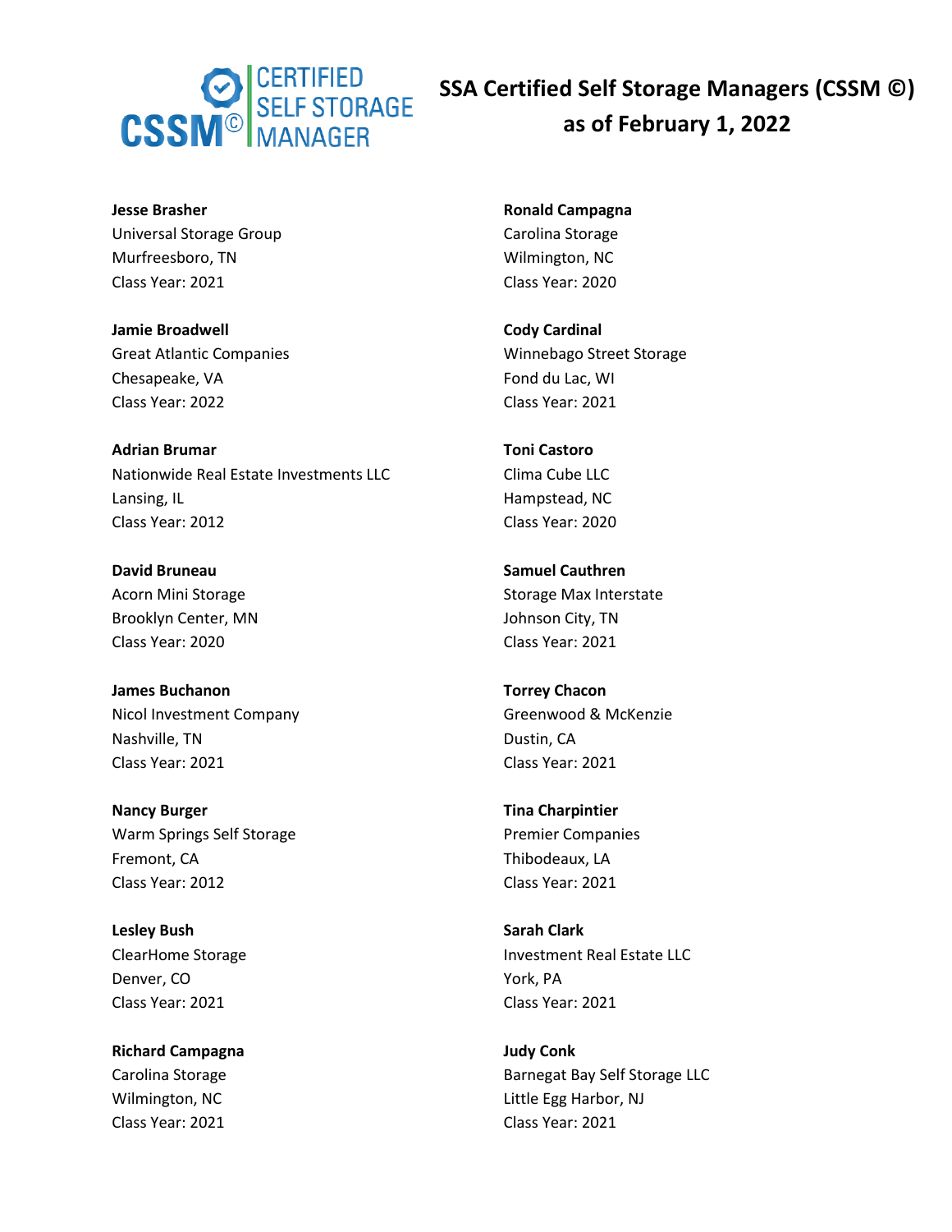# SSA Certified Self Storage Managers (CSSM ©) as of February 1, 2022

**Jesse Brasher**
Universal Storage Group
Murfreesboro, TN
Class Year: 2021

**Jamie Broadwell**
Great Atlantic Companies
Chesapeake, VA
Class Year: 2022

**Adrian Brumar**
Nationwide Real Estate Investments LLC
Lansing, IL
Class Year: 2012

**David Bruneau**
Acorn Mini Storage
Brooklyn Center, MN
Class Year: 2020

**James Buchanon**
Nicol Investment Company
Nashville, TN
Class Year: 2021

**Nancy Burger**
Warm Springs Self Storage
Fremont, CA
Class Year: 2012

**Lesley Bush**
ClearHome Storage
Denver, CO
Class Year: 2021

**Richard Campagna**
Carolina Storage
Wilmington, NC
Class Year: 2021

**Ronald Campagna**
Carolina Storage
Wilmington, NC
Class Year: 2020

**Cody Cardinal**
Winnebago Street Storage
Fond du Lac, WI
Class Year: 2021

**Toni Castoro**
Clima Cube LLC
Hampstead, NC
Class Year: 2020

**Samuel Cauthren**
Storage Max Interstate
Johnson City, TN
Class Year: 2021

**Torrey Chacon**
Greenwood & McKenzie
Dustin, CA
Class Year: 2021

**Tina Charpintier**
Premier Companies
Thibodeaux, LA
Class Year: 2021

**Sarah Clark**
Investment Real Estate LLC
York, PA
Class Year: 2021

**Judy Conk**
Barnegat Bay Self Storage LLC
Little Egg Harbor, NJ
Class Year: 2021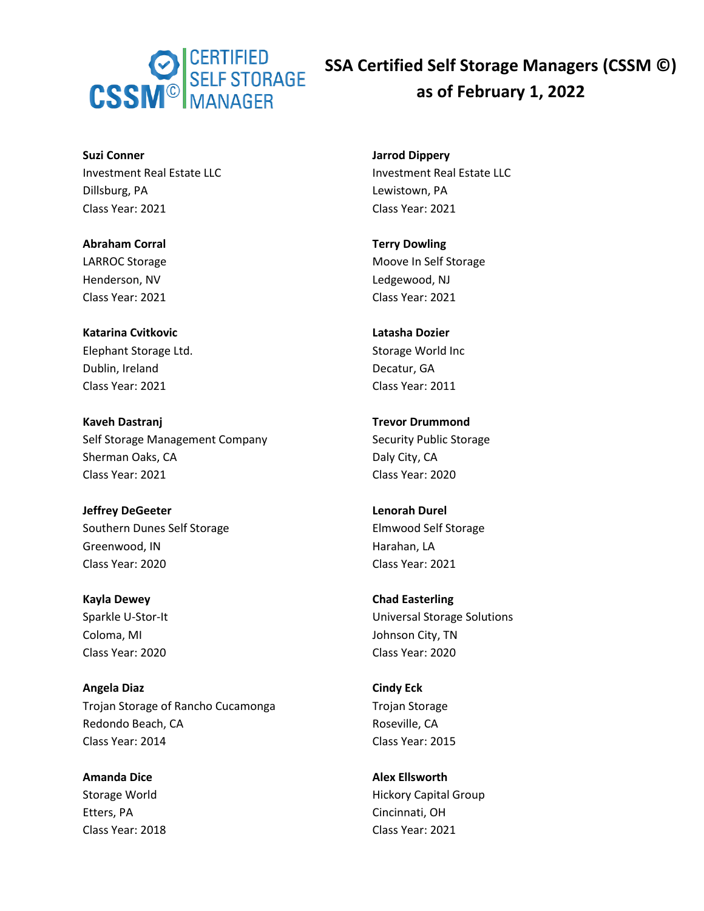# SSA Certified Self Storage Managers (CSSM ©) as of February 1, 2022

**Suzi Conner**
Investment Real Estate LLC
Dillsburg, PA
Class Year: 2021

**Abraham Corral**
LARROC Storage
Henderson, NV
Class Year: 2021

**Katarina Cvitkovic**
Elephant Storage Ltd.
Dublin, Ireland
Class Year: 2021

**Kaveh Dastranj**
Self Storage Management Company
Sherman Oaks, CA
Class Year: 2021

**Jeffrey DeGeeter**
Southern Dunes Self Storage
Greenwood, IN
Class Year: 2020

**Kayla Dewey**
Sparkle U-Stor-It
Coloma, MI
Class Year: 2020

**Angela Diaz**
Trojan Storage of Rancho Cucamonga
Redondo Beach, CA
Class Year: 2014

**Amanda Dice**
Storage World
Etters, PA
Class Year: 2018

**Jarrod Dippery**
Investment Real Estate LLC
Lewistown, PA
Class Year: 2021

**Terry Dowling**
Moove In Self Storage
Ledgewood, NJ
Class Year: 2021

**Latasha Dozier**
Storage World Inc
Decatur, GA
Class Year: 2011

**Trevor Drummond**
Security Public Storage
Daly City, CA
Class Year: 2020

**Lenorah Durel**
Elmwood Self Storage
Harahan, LA
Class Year: 2021

**Chad Easterling**
Universal Storage Solutions
Johnson City, TN
Class Year: 2020

**Cindy Eck**
Trojan Storage
Roseville, CA
Class Year: 2015

**Alex Ellsworth**
Hickory Capital Group
Cincinnati, OH
Class Year: 2021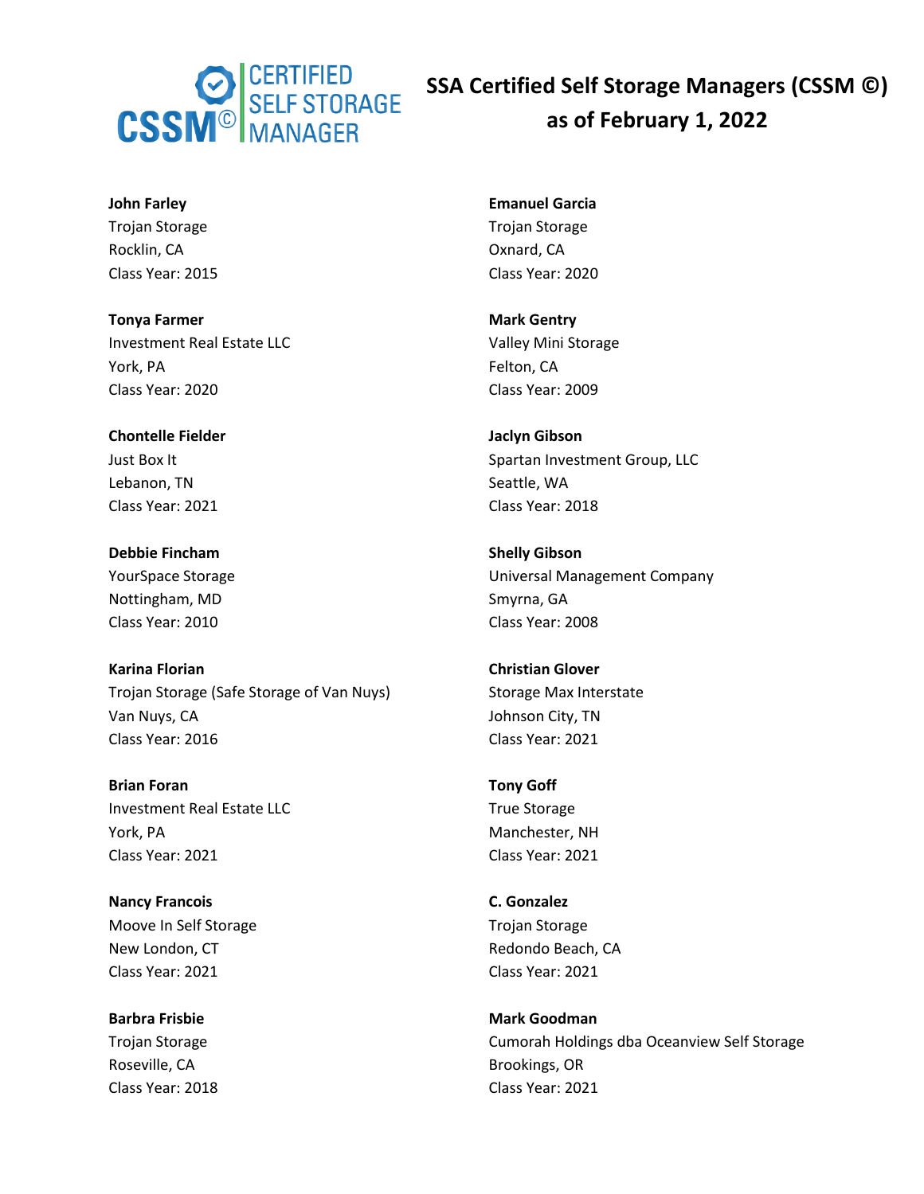# SSA Certified Self Storage Managers (CSSM ©) as of February 1, 2022

**John Farley**
Trojan Storage
Rocklin, CA
Class Year: 2015

**Tonya Farmer**
Investment Real Estate LLC
York, PA
Class Year: 2020

**Chontelle Fielder**
Just Box It
Lebanon, TN
Class Year: 2021

**Debbie Fincham**
YourSpace Storage
Nottingham, MD
Class Year: 2010

**Karina Florian**
Trojan Storage (Safe Storage of Van Nuys)
Van Nuys, CA
Class Year: 2016

**Brian Foran**
Investment Real Estate LLC
York, PA
Class Year: 2021

**Nancy Francois**
Moove In Self Storage
New London, CT
Class Year: 2021

**Barbra Frisbie**
Trojan Storage
Roseville, CA
Class Year: 2018

**Emanuel Garcia**
Trojan Storage
Oxnard, CA
Class Year: 2020

**Mark Gentry**
Valley Mini Storage
Felton, CA
Class Year: 2009

**Jaclyn Gibson**
Spartan Investment Group, LLC
Seattle, WA
Class Year: 2018

**Shelly Gibson**
Universal Management Company
Smyrna, GA
Class Year: 2008

**Christian Glover**
Storage Max Interstate
Johnson City, TN
Class Year: 2021

**Tony Goff**
True Storage
Manchester, NH
Class Year: 2021

**C. Gonzalez**
Trojan Storage
Redondo Beach, CA
Class Year: 2021

**Mark Goodman**
Cumorah Holdings dba Oceanview Self Storage
Brookings, OR
Class Year: 2021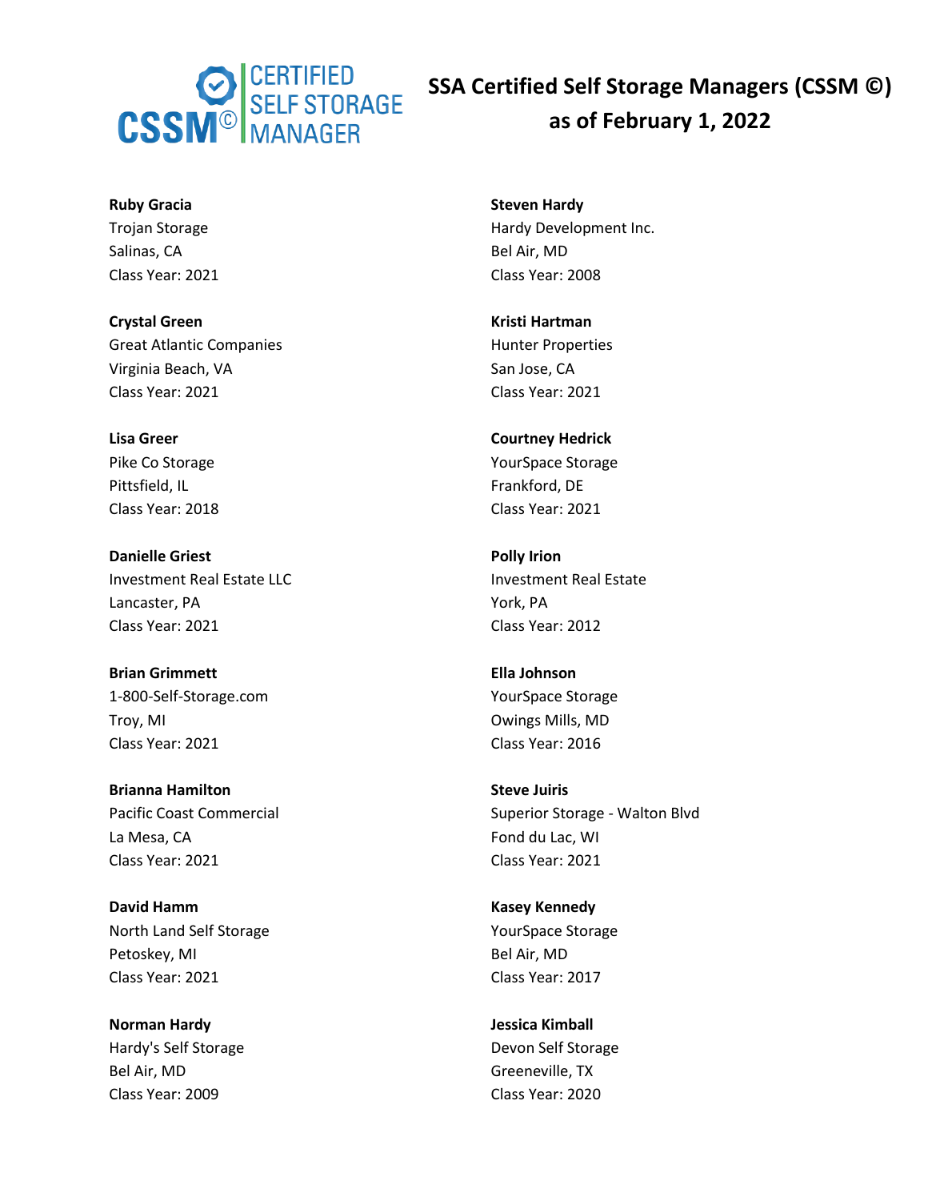# SSA Certified Self Storage Managers (CSSM ©) as of February 1, 2022

**Ruby Gracia**
Trojan Storage
Salinas, CA
Class Year: 2021

**Crystal Green**
Great Atlantic Companies
Virginia Beach, VA
Class Year: 2021

**Lisa Greer**
Pike Co Storage
Pittsfield, IL
Class Year: 2018

**Danielle Griest**
Investment Real Estate LLC
Lancaster, PA
Class Year: 2021

**Brian Grimmett**
1-800-Self-Storage.com
Troy, MI
Class Year: 2021

**Brianna Hamilton**
Pacific Coast Commercial
La Mesa, CA
Class Year: 2021

**David Hamm**
North Land Self Storage
Petoskey, MI
Class Year: 2021

**Norman Hardy**
Hardy's Self Storage
Bel Air, MD
Class Year: 2009

**Steven Hardy**
Hardy Development Inc.
Bel Air, MD
Class Year: 2008

**Kristi Hartman**
Hunter Properties
San Jose, CA
Class Year: 2021

**Courtney Hedrick**
YourSpace Storage
Frankford, DE
Class Year: 2021

**Polly Irion**
Investment Real Estate
York, PA
Class Year: 2012

**Ella Johnson**
YourSpace Storage
Owings Mills, MD
Class Year: 2016

**Steve Juiris**
Superior Storage - Walton Blvd
Fond du Lac, WI
Class Year: 2021

**Kasey Kennedy**
YourSpace Storage
Bel Air, MD
Class Year: 2017

**Jessica Kimball**
Devon Self Storage
Greeneville, TX
Class Year: 2020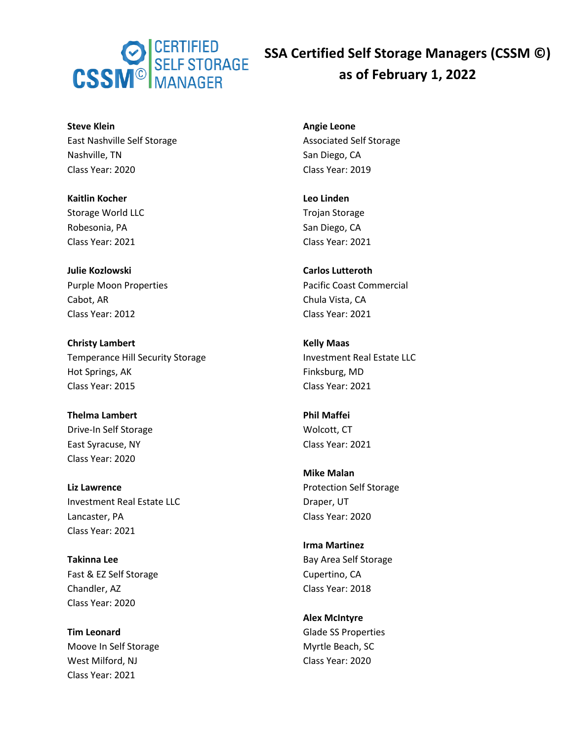# SSA Certified Self Storage Managers (CSSM ©) as of February 1, 2022

**Steve Klein**
East Nashville Self Storage
Nashville, TN
Class Year: 2020

**Kaitlin Kocher**
Storage World LLC
Robesonia, PA
Class Year: 2021

**Julie Kozlowski**
Purple Moon Properties
Cabot, AR
Class Year: 2012

**Christy Lambert**
Temperance Hill Security Storage
Hot Springs, AK
Class Year: 2015

**Thelma Lambert**
Drive-In Self Storage
East Syracuse, NY
Class Year: 2020

**Liz Lawrence**
Investment Real Estate LLC
Lancaster, PA
Class Year: 2021

**Takinna Lee**
Fast & EZ Self Storage
Chandler, AZ
Class Year: 2020

**Tim Leonard**
Moove In Self Storage
West Milford, NJ
Class Year: 2021

**Angie Leone**
Associated Self Storage
San Diego, CA
Class Year: 2019

**Leo Linden**
Trojan Storage
San Diego, CA
Class Year: 2021

**Carlos Lutteroth**
Pacific Coast Commercial
Chula Vista, CA
Class Year: 2021

**Kelly Maas**
Investment Real Estate LLC
Finksburg, MD
Class Year: 2021

**Phil Maffei**
Wolcott, CT
Class Year: 2021

**Mike Malan**
Protection Self Storage
Draper, UT
Class Year: 2020

**Irma Martinez**
Bay Area Self Storage
Cupertino, CA
Class Year: 2018

**Alex McIntyre**
Glade SS Properties
Myrtle Beach, SC
Class Year: 2020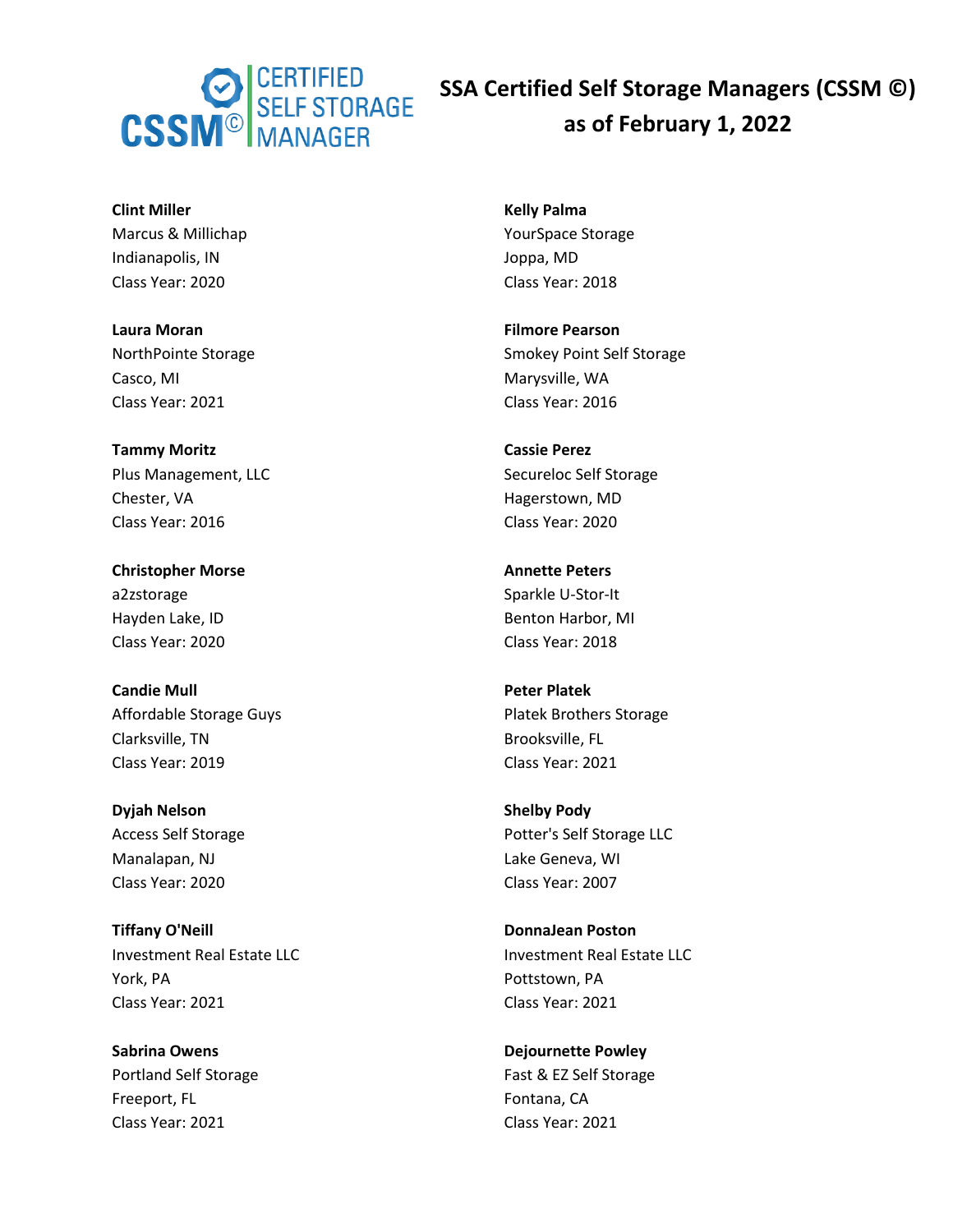# SSA Certified Self Storage Managers (CSSM ©) as of February 1, 2022

**Clint Miller**
Marcus & Millichap
Indianapolis, IN
Class Year: 2020

**Laura Moran**
NorthPointe Storage
Casco, MI
Class Year: 2021

**Tammy Moritz**
Plus Management, LLC
Chester, VA
Class Year: 2016

**Christopher Morse**
a2zstorage
Hayden Lake, ID
Class Year: 2020

**Candie Mull**
Affordable Storage Guys
Clarksville, TN
Class Year: 2019

**Dyjah Nelson**
Access Self Storage
Manalapan, NJ
Class Year: 2020

**Tiffany O'Neill**
Investment Real Estate LLC
York, PA
Class Year: 2021

**Sabrina Owens**
Portland Self Storage
Freeport, FL
Class Year: 2021

**Kelly Palma**
YourSpace Storage
Joppa, MD
Class Year: 2018

**Filmore Pearson**
Smokey Point Self Storage
Marysville, WA
Class Year: 2016

**Cassie Perez**
Secureloc Self Storage
Hagerstown, MD
Class Year: 2020

**Annette Peters**
Sparkle U-Stor-It
Benton Harbor, MI
Class Year: 2018

**Peter Platek**
Platek Brothers Storage
Brooksville, FL
Class Year: 2021

**Shelby Pody**
Potter's Self Storage LLC
Lake Geneva, WI
Class Year: 2007

**DonnaJean Poston**
Investment Real Estate LLC
Pottstown, PA
Class Year: 2021

**Dejournette Powley**
Fast & EZ Self Storage
Fontana, CA
Class Year: 2021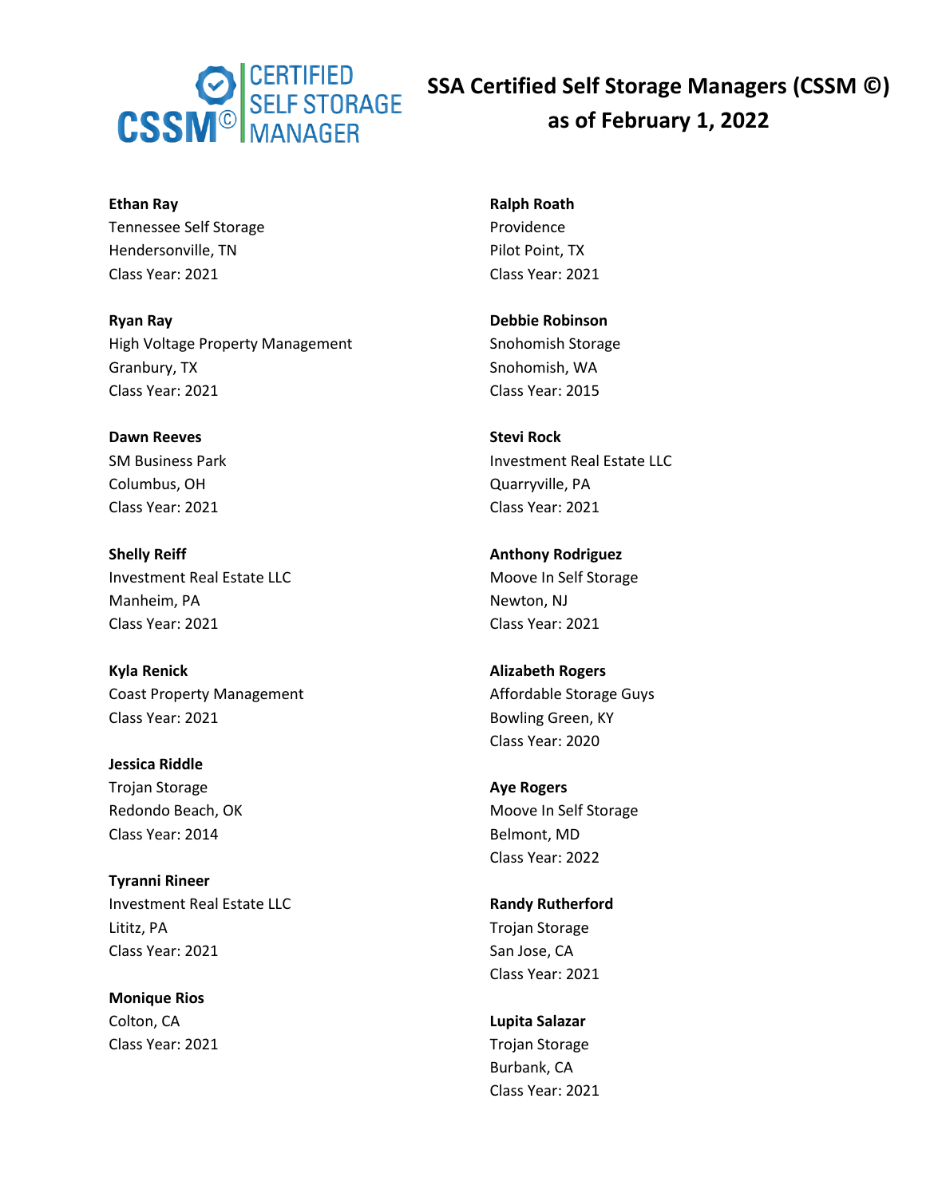# SSA Certified Self Storage Managers (CSSM ©) as of February 1, 2022

**Ethan Ray**
Tennessee Self Storage
Hendersonville, TN
Class Year: 2021

**Ryan Ray**
High Voltage Property Management
Granbury, TX
Class Year: 2021

**Dawn Reeves**
SM Business Park
Columbus, OH
Class Year: 2021

**Shelly Reiff**
Investment Real Estate LLC
Manheim, PA
Class Year: 2021

**Kyla Renick**
Coast Property Management
Class Year: 2021

**Jessica Riddle**
Trojan Storage
Redondo Beach, OK
Class Year: 2014

**Tyranni Rineer**
Investment Real Estate LLC
Lititz, PA
Class Year: 2021

**Monique Rios**
Colton, CA
Class Year: 2021

**Ralph Roath**
Providence
Pilot Point, TX
Class Year: 2021

**Debbie Robinson**
Snohomish Storage
Snohomish, WA
Class Year: 2015

**Stevi Rock**
Investment Real Estate LLC
Quarryville, PA
Class Year: 2021

**Anthony Rodriguez**
Moove In Self Storage
Newton, NJ
Class Year: 2021

**Alizabeth Rogers**
Affordable Storage Guys
Bowling Green, KY
Class Year: 2020

**Aye Rogers**
Moove In Self Storage
Belmont, MD
Class Year: 2022

**Randy Rutherford**
Trojan Storage
San Jose, CA
Class Year: 2021

**Lupita Salazar**
Trojan Storage
Burbank, CA
Class Year: 2021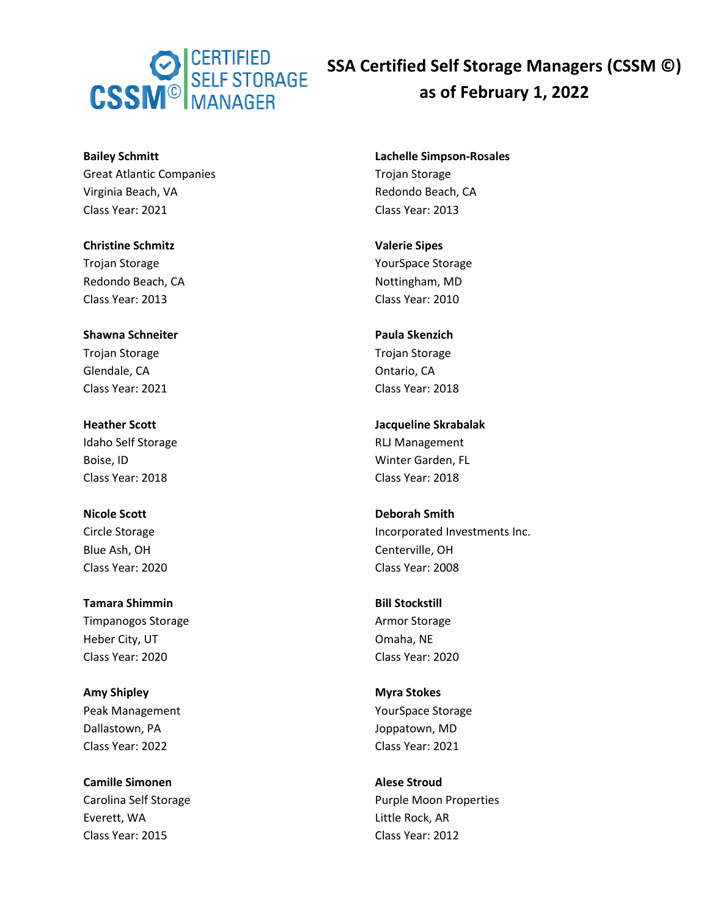# SSA Certified Self Storage Managers (CSSM ©) as of February 1, 2022

**Bailey Schmitt**
Great Atlantic Companies
Virginia Beach, VA
Class Year: 2021

**Christine Schmitz**
Trojan Storage
Redondo Beach, CA
Class Year: 2013

**Shawna Schneiter**
Trojan Storage
Glendale, CA
Class Year: 2021

**Heather Scott**
Idaho Self Storage
Boise, ID
Class Year: 2018

**Nicole Scott**
Circle Storage
Blue Ash, OH
Class Year: 2020

**Tamara Shimmin**
Timpanogos Storage
Heber City, UT
Class Year: 2020

**Amy Shipley**
Peak Management
Dallastown, PA
Class Year: 2022

**Camille Simonen**
Carolina Self Storage
Everett, WA
Class Year: 2015

**Lachelle Simpson-Rosales**
Trojan Storage
Redondo Beach, CA
Class Year: 2013

**Valerie Sipes**
YourSpace Storage
Nottingham, MD
Class Year: 2010

**Paula Skenzich**
Trojan Storage
Ontario, CA
Class Year: 2018

**Jacqueline Skrabalak**
RLJ Management
Winter Garden, FL
Class Year: 2018

**Deborah Smith**
Incorporated Investments Inc.
Centerville, OH
Class Year: 2008

**Bill Stockstill**
Armor Storage
Omaha, NE
Class Year: 2020

**Myra Stokes**
YourSpace Storage
Joppatown, MD
Class Year: 2021

**Alese Stroud**
Purple Moon Properties
Little Rock, AR
Class Year: 2012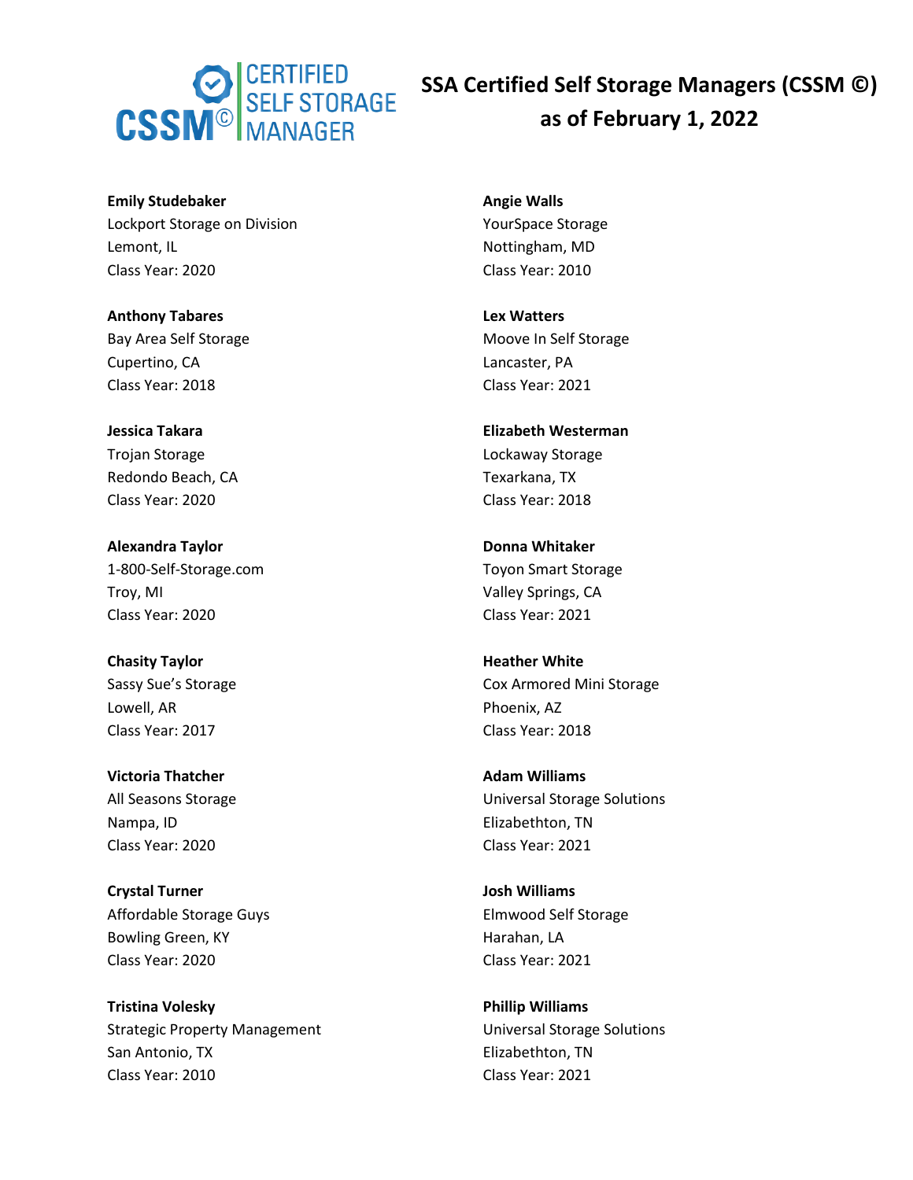# SSA Certified Self Storage Managers (CSSM ©) as of February 1, 2022

**Emily Studebaker**
Lockport Storage on Division
Lemont, IL
Class Year: 2020

**Anthony Tabares**
Bay Area Self Storage
Cupertino, CA
Class Year: 2018

**Jessica Takara**
Trojan Storage
Redondo Beach, CA
Class Year: 2020

**Alexandra Taylor**
1-800-Self-Storage.com
Troy, MI
Class Year: 2020

**Chasity Taylor**
Sassy Sue's Storage
Lowell, AR
Class Year: 2017

**Victoria Thatcher**
All Seasons Storage
Nampa, ID
Class Year: 2020

**Crystal Turner**
Affordable Storage Guys
Bowling Green, KY
Class Year: 2020

**Tristina Volesky**
Strategic Property Management
San Antonio, TX
Class Year: 2010

**Angie Walls**
YourSpace Storage
Nottingham, MD
Class Year: 2010

**Lex Watters**
Moove In Self Storage
Lancaster, PA
Class Year: 2021

**Elizabeth Westerman**
Lockaway Storage
Texarkana, TX
Class Year: 2018

**Donna Whitaker**
Toyon Smart Storage
Valley Springs, CA
Class Year: 2021

**Heather White**
Cox Armored Mini Storage
Phoenix, AZ
Class Year: 2018

**Adam Williams**
Universal Storage Solutions
Elizabethton, TN
Class Year: 2021

**Josh Williams**
Elmwood Self Storage
Harahan, LA
Class Year: 2021

**Phillip Williams**
Universal Storage Solutions
Elizabethton, TN
Class Year: 2021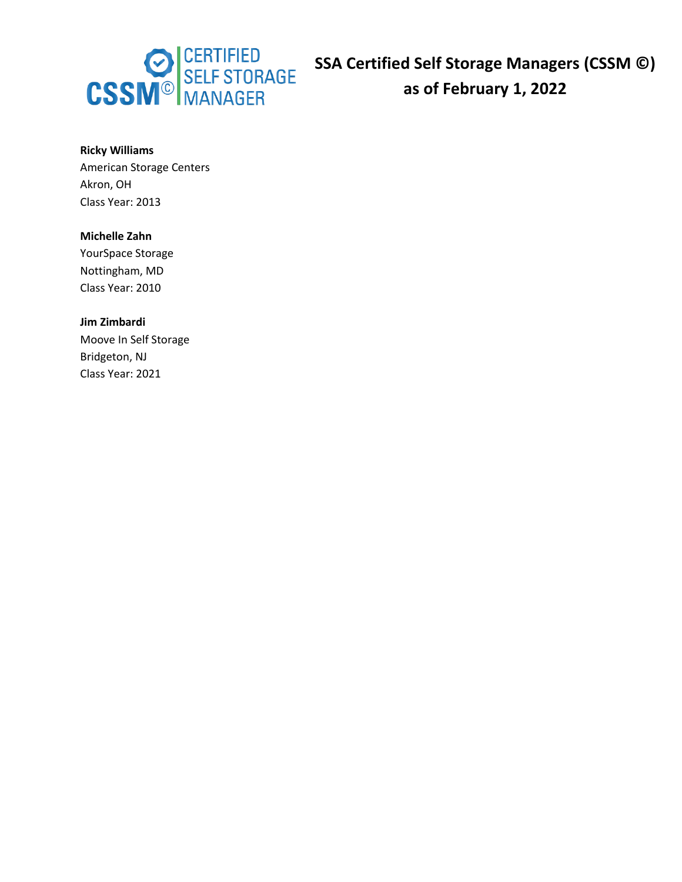# SSA Certified Self Storage Managers (CSSM ©) as of February 1, 2022

**Ricky Williams**
American Storage Centers
Akron, OH
Class Year: 2013

**Michelle Zahn**
YourSpace Storage
Nottingham, MD
Class Year: 2010

**Jim Zimbardi**
Moove In Self Storage
Bridgeton, NJ
Class Year: 2021